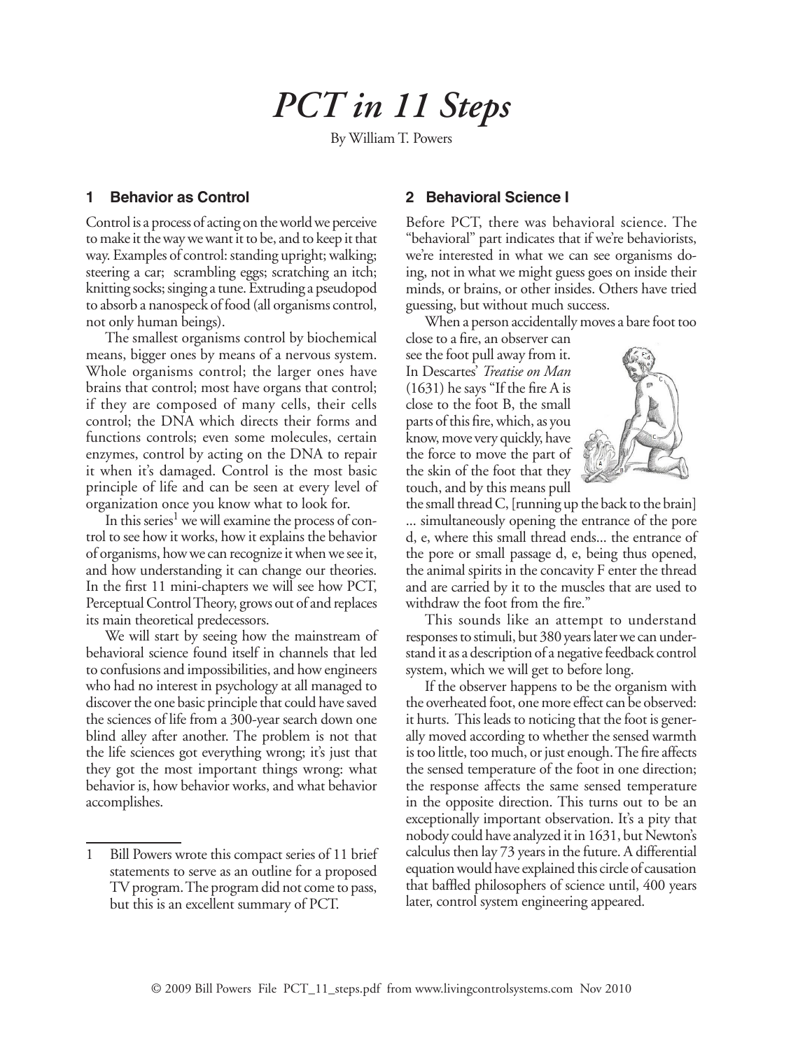# *PCT in 11 Steps*

By William T. Powers

## 1 Behavior as Control

Control is a process of acting on the world we perceive to make it the way we want it to be, and to keep it that way. Examples of control: standing upright; walking; steering a car; scrambling eggs; scratching an itch; knitting socks; singing a tune. Extruding a pseudopod to absorb a nanospeck of food (all organisms control, not only human beings).

The smallest organisms control by biochemical means, bigger ones by means of a nervous system. Whole organisms control; the larger ones have brains that control; most have organs that control; if they are composed of many cells, their cells control; the DNA which directs their forms and functions controls; even some molecules, certain enzymes, control by acting on the DNA to repair it when it's damaged. Control is the most basic principle of life and can be seen at every level of organization once you know what to look for.

In this series[1] we will examine the process of control to see how it works, how it explains the behavior of organisms, how we can recognize it when we see it, and how understanding it can change our theories. In the first 11 mini-chapters we will see how PCT, Perceptual Control Theory, grows out of and replaces its main theoretical predecessors.

We will start by seeing how the mainstream of behavioral science found itself in channels that led to confusions and impossibilities, and how engineers who had no interest in psychology at all managed to discover the one basic principle that could have saved the sciences of life from a 300-year search down one blind alley after another. The problem is not that the life sciences got everything wrong; it's just that they got the most important things wrong: what behavior is, how behavior works, and what behavior accomplishes.

## 2 Behavioral Science I

Before PCT, there was behavioral science. The "behavioral" part indicates that if we're behaviorists, we're interested in what we can see organisms doing, not in what we might guess goes on inside their minds, or brains, or other insides. Others have tried guessing, but without much success.

When a person accidentally moves a bare foot too close to a fire, an observer can see the foot pull away from it. In Descartes' *Treatise on Man* (1631) he says "If the fire A is close to the foot B, the small parts of this fire, which, as you know, move very quickly, have the force to move the part of the skin of the foot that they touch, and by this means pull the small thread C, [running up the back to the brain] ... simultaneously opening the entrance of the pore d, e, where this small thread ends... the entrance of the pore or small passage d, e, being thus opened, the animal spirits in the concavity F enter the thread and are carried by it to the muscles that are used to withdraw the foot from the fire."

This sounds like an attempt to understand responses to stimuli, but 380 years later we can understand it as a description of a negative feedback control system, which we will get to before long.

If the observer happens to be the organism with the overheated foot, one more effect can be observed: it hurts. This leads to noticing that the foot is generally moved according to whether the sensed warmth is too little, too much, or just enough. The fire affects the sensed temperature of the foot in one direction; the response affects the same sensed temperature in the opposite direction. This turns out to be an exceptionally important observation. It's a pity that nobody could have analyzed it in 1631, but Newton's calculus then lay 73 years in the future. A differential equation would have explained this circle of causation that baffled philosophers of science until, 400 years later, control system engineering appeared.

---

[1] Bill Powers wrote this compact series of 11 brief statements to serve as an outline for a proposed TV program. The program did not come to pass, but this is an excellent summary of PCT.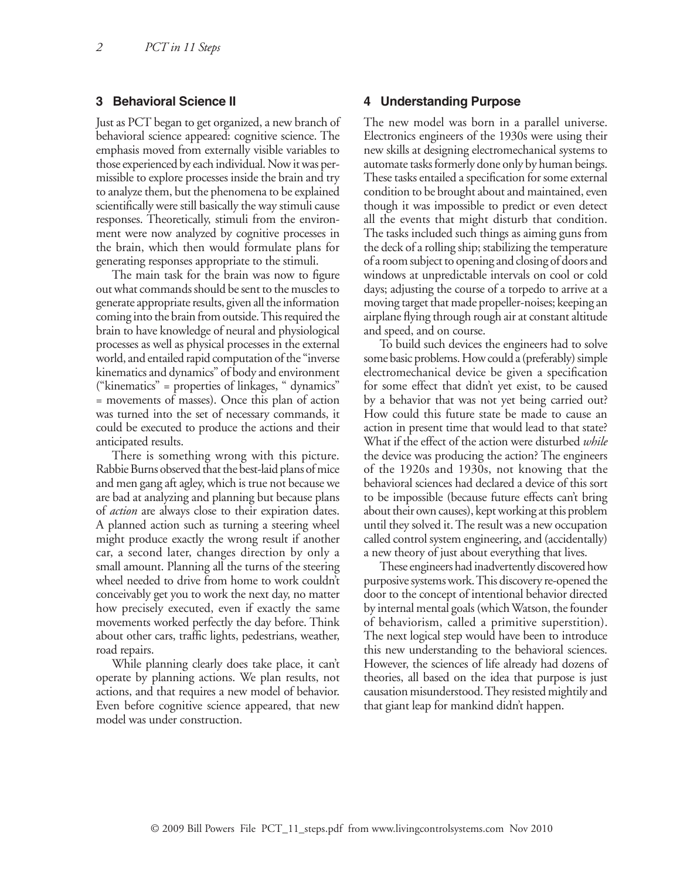## 3 Behavioral Science II

Just as PCT began to get organized, a new branch of behavioral science appeared: cognitive science. The emphasis moved from externally visible variables to those experienced by each individual. Now it was permissible to explore processes inside the brain and try to analyze them, but the phenomena to be explained scientifically were still basically the way stimuli cause responses. Theoretically, stimuli from the environment were now analyzed by cognitive processes in the brain, which then would formulate plans for generating responses appropriate to the stimuli.

The main task for the brain was now to figure out what commands should be sent to the muscles to generate appropriate results, given all the information coming into the brain from outside. This required the brain to have knowledge of neural and physiological processes as well as physical processes in the external world, and entailed rapid computation of the "inverse kinematics and dynamics" of body and environment ("kinematics" = properties of linkages, " dynamics" = movements of masses). Once this plan of action was turned into the set of necessary commands, it could be executed to produce the actions and their anticipated results.

There is something wrong with this picture. Rabbie Burns observed that the best-laid plans of mice and men gang aft agley, which is true not because we are bad at analyzing and planning but because plans of *action* are always close to their expiration dates. A planned action such as turning a steering wheel might produce exactly the wrong result if another car, a second later, changes direction by only a small amount. Planning all the turns of the steering wheel needed to drive from home to work couldn't conceivably get you to work the next day, no matter how precisely executed, even if exactly the same movements worked perfectly the day before. Think about other cars, traffic lights, pedestrians, weather, road repairs.

While planning clearly does take place, it can't operate by planning actions. We plan results, not actions, and that requires a new model of behavior. Even before cognitive science appeared, that new model was under construction.

## 4 Understanding Purpose

The new model was born in a parallel universe. Electronics engineers of the 1930s were using their new skills at designing electromechanical systems to automate tasks formerly done only by human beings. These tasks entailed a specification for some external condition to be brought about and maintained, even though it was impossible to predict or even detect all the events that might disturb that condition. The tasks included such things as aiming guns from the deck of a rolling ship; stabilizing the temperature of a room subject to opening and closing of doors and windows at unpredictable intervals on cool or cold days; adjusting the course of a torpedo to arrive at a moving target that made propeller-noises; keeping an airplane flying through rough air at constant altitude and speed, and on course.

To build such devices the engineers had to solve some basic problems. How could a (preferably) simple electromechanical device be given a specification for some effect that didn't yet exist, to be caused by a behavior that was not yet being carried out? How could this future state be made to cause an action in present time that would lead to that state? What if the effect of the action were disturbed *while* the device was producing the action? The engineers of the 1920s and 1930s, not knowing that the behavioral sciences had declared a device of this sort to be impossible (because future effects can't bring about their own causes), kept working at this problem until they solved it. The result was a new occupation called control system engineering, and (accidentally) a new theory of just about everything that lives.

These engineers had inadvertently discovered how purposive systems work. This discovery re-opened the door to the concept of intentional behavior directed by internal mental goals (which Watson, the founder of behaviorism, called a primitive superstition). The next logical step would have been to introduce this new understanding to the behavioral sciences. However, the sciences of life already had dozens of theories, all based on the idea that purpose is just causation misunderstood. They resisted mightily and that giant leap for mankind didn't happen.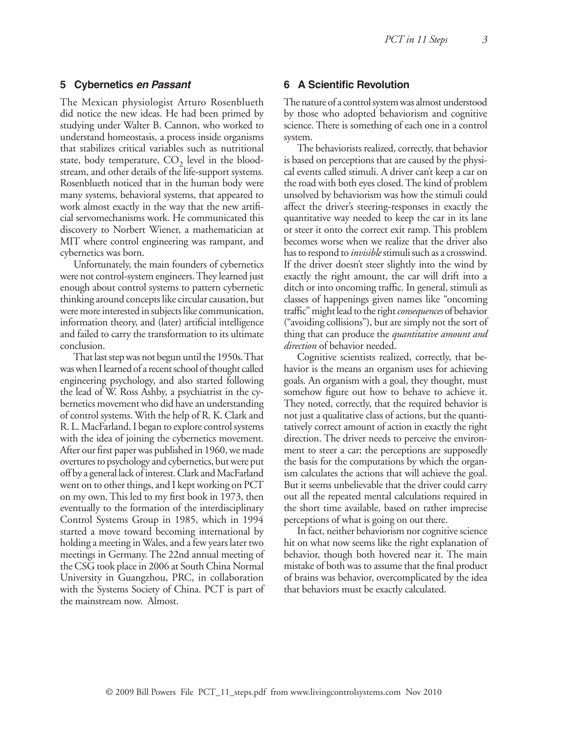## 5 Cybernetics *en Passant*

The Mexican physiologist Arturo Rosenblueth did notice the new ideas. He had been primed by studying under Walter B. Cannon, who worked to understand homeostasis, a process inside organisms that stabilizes critical variables such as nutritional state, body temperature, $CO_2$ level in the bloodstream, and other details of the life-support systems. Rosenblueth noticed that in the human body were many systems, behavioral systems, that appeared to work almost exactly in the way that the new artificial servomechanisms work. He communicated this discovery to Norbert Wiener, a mathematician at MIT where control engineering was rampant, and cybernetics was born.

Unfortunately, the main founders of cybernetics were not control-system engineers. They learned just enough about control systems to pattern cybernetic thinking around concepts like circular causation, but were more interested in subjects like communication, information theory, and (later) artificial intelligence and failed to carry the transformation to its ultimate conclusion.

That last step was not begun until the 1950s. That was when I learned of a recent school of thought called engineering psychology, and also started following the lead of W. Ross Ashby, a psychiatrist in the cybernetics movement who did have an understanding of control systems. With the help of R. K. Clark and R. L. MacFarland, I began to explore control systems with the idea of joining the cybernetics movement. After our first paper was published in 1960, we made overtures to psychology and cybernetics, but were put off by a general lack of interest. Clark and MacFarland went on to other things, and I kept working on PCT on my own. This led to my first book in 1973, then eventually to the formation of the interdisciplinary Control Systems Group in 1985, which in 1994 started a move toward becoming international by holding a meeting in Wales, and a few years later two meetings in Germany. The 22nd annual meeting of the CSG took place in 2006 at South China Normal University in Guangzhou, PRC, in collaboration with the Systems Society of China. PCT is part of the mainstream now. Almost.

## 6 A Scientific Revolution

The nature of a control system was almost understood by those who adopted behaviorism and cognitive science. There is something of each one in a control system.

The behaviorists realized, correctly, that behavior is based on perceptions that are caused by the physical events called stimuli. A driver can't keep a car on the road with both eyes closed. The kind of problem unsolved by behaviorism was how the stimuli could affect the driver's steering-responses in exactly the quantitative way needed to keep the car in its lane or steer it onto the correct exit ramp. This problem becomes worse when we realize that the driver also has to respond to *invisible* stimuli such as a crosswind. If the driver doesn't steer slightly into the wind by exactly the right amount, the car will drift into a ditch or into oncoming traffic. In general, stimuli as classes of happenings given names like "oncoming traffic" might lead to the right *consequences* of behavior ("avoiding collisions"), but are simply not the sort of thing that can produce the *quantitative amount and direction* of behavior needed.

Cognitive scientists realized, correctly, that behavior is the means an organism uses for achieving goals. An organism with a goal, they thought, must somehow figure out how to behave to achieve it. They noted, correctly, that the required behavior is not just a qualitative class of actions, but the quantitatively correct amount of action in exactly the right direction. The driver needs to perceive the environment to steer a car; the perceptions are supposedly the basis for the computations by which the organism calculates the actions that will achieve the goal. But it seems unbelievable that the driver could carry out all the repeated mental calculations required in the short time available, based on rather imprecise perceptions of what is going on out there.

In fact, neither behaviorism nor cognitive science hit on what now seems like the right explanation of behavior, though both hovered near it. The main mistake of both was to assume that the final product of brains was behavior, overcomplicated by the idea that behaviors must be exactly calculated.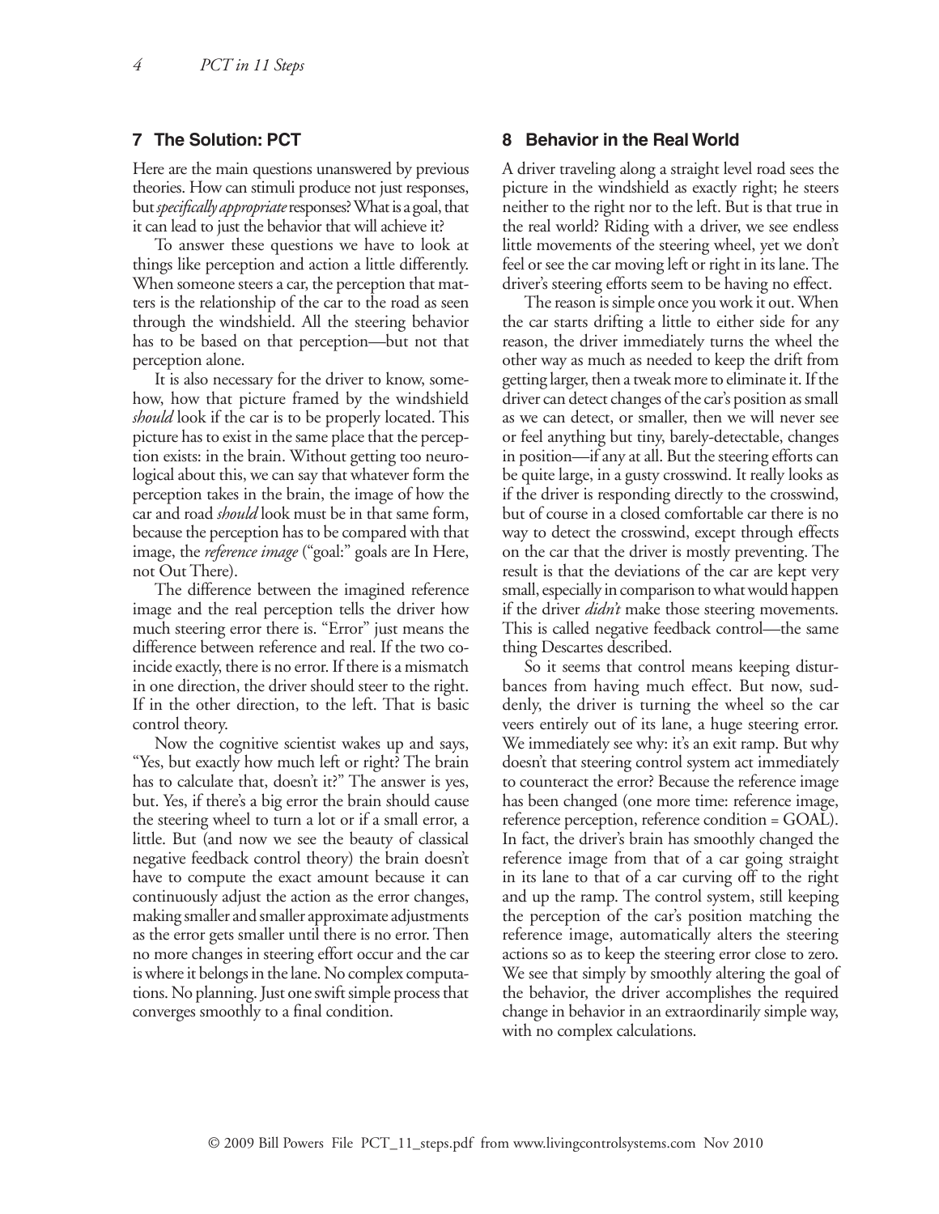## 7 The Solution: PCT

Here are the main questions unanswered by previous theories. How can stimuli produce not just responses, but *specifically appropriate* responses? What is a goal, that it can lead to just the behavior that will achieve it?

To answer these questions we have to look at things like perception and action a little differently. When someone steers a car, the perception that matters is the relationship of the car to the road as seen through the windshield. All the steering behavior has to be based on that perception—but not that perception alone.

It is also necessary for the driver to know, somehow, how that picture framed by the windshield *should* look if the car is to be properly located. This picture has to exist in the same place that the perception exists: in the brain. Without getting too neurological about this, we can say that whatever form the perception takes in the brain, the image of how the car and road *should* look must be in that same form, because the perception has to be compared with that image, the *reference image* ("goal:" goals are In Here, not Out There).

The difference between the imagined reference image and the real perception tells the driver how much steering error there is. "Error" just means the difference between reference and real. If the two coincide exactly, there is no error. If there is a mismatch in one direction, the driver should steer to the right. If in the other direction, to the left. That is basic control theory.

Now the cognitive scientist wakes up and says, "Yes, but exactly how much left or right? The brain has to calculate that, doesn't it?" The answer is yes, but. Yes, if there's a big error the brain should cause the steering wheel to turn a lot or if a small error, a little. But (and now we see the beauty of classical negative feedback control theory) the brain doesn't have to compute the exact amount because it can continuously adjust the action as the error changes, making smaller and smaller approximate adjustments as the error gets smaller until there is no error. Then no more changes in steering effort occur and the car is where it belongs in the lane. No complex computations. No planning. Just one swift simple process that converges smoothly to a final condition.

## 8 Behavior in the Real World

A driver traveling along a straight level road sees the picture in the windshield as exactly right; he steers neither to the right nor to the left. But is that true in the real world? Riding with a driver, we see endless little movements of the steering wheel, yet we don't feel or see the car moving left or right in its lane. The driver's steering efforts seem to be having no effect.

The reason is simple once you work it out. When the car starts drifting a little to either side for any reason, the driver immediately turns the wheel the other way as much as needed to keep the drift from getting larger, then a tweak more to eliminate it. If the driver can detect changes of the car's position as small as we can detect, or smaller, then we will never see or feel anything but tiny, barely-detectable, changes in position—if any at all. But the steering efforts can be quite large, in a gusty crosswind. It really looks as if the driver is responding directly to the crosswind, but of course in a closed comfortable car there is no way to detect the crosswind, except through effects on the car that the driver is mostly preventing. The result is that the deviations of the car are kept very small, especially in comparison to what would happen if the driver *didn't* make those steering movements. This is called negative feedback control—the same thing Descartes described.

So it seems that control means keeping disturbances from having much effect. But now, suddenly, the driver is turning the wheel so the car veers entirely out of its lane, a huge steering error. We immediately see why: it's an exit ramp. But why doesn't that steering control system act immediately to counteract the error? Because the reference image has been changed (one more time: reference image, reference perception, reference condition = GOAL). In fact, the driver's brain has smoothly changed the reference image from that of a car going straight in its lane to that of a car curving off to the right and up the ramp. The control system, still keeping the perception of the car's position matching the reference image, automatically alters the steering actions so as to keep the steering error close to zero. We see that simply by smoothly altering the goal of the behavior, the driver accomplishes the required change in behavior in an extraordinarily simple way, with no complex calculations.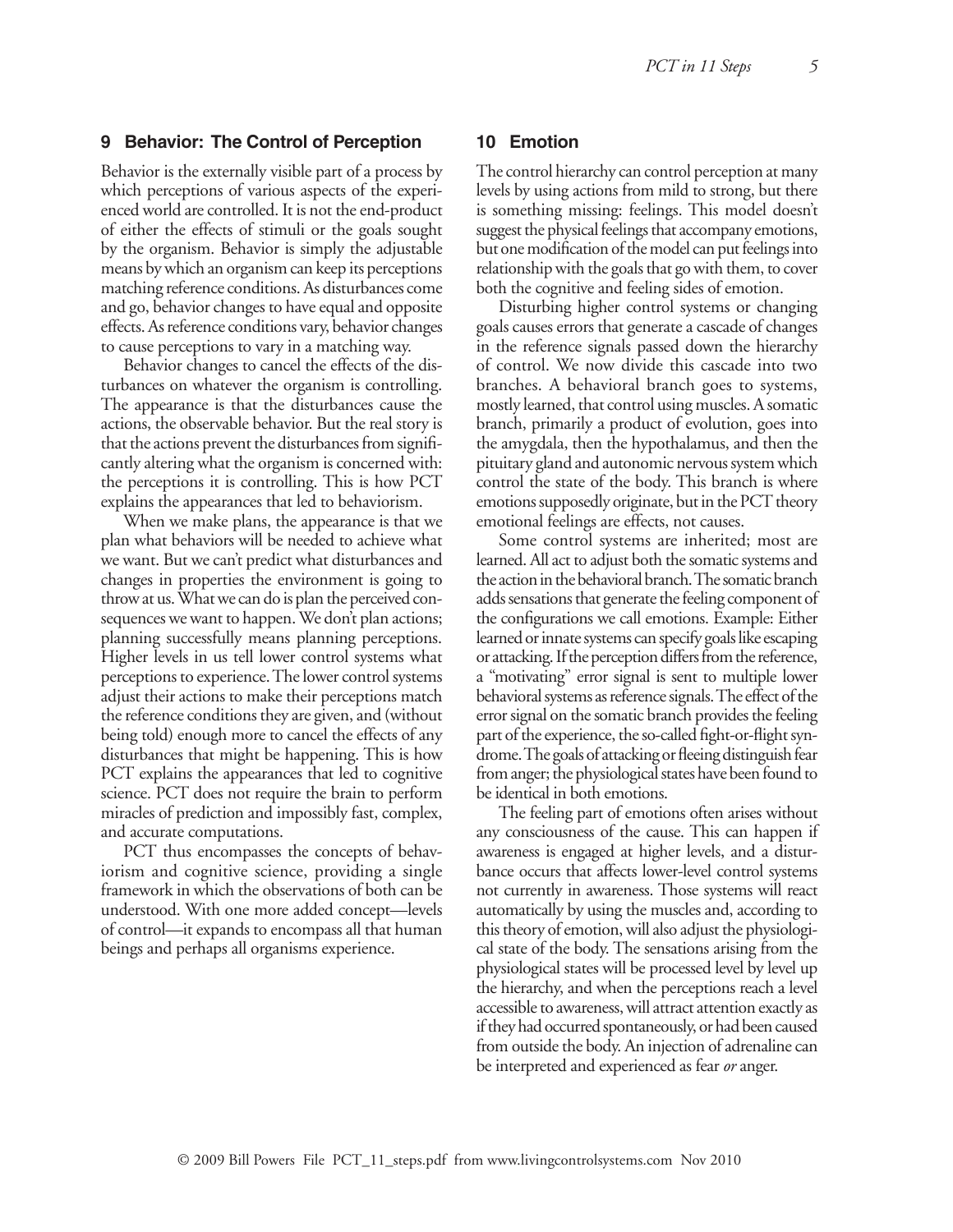## 9 Behavior: The Control of Perception

Behavior is the externally visible part of a process by which perceptions of various aspects of the experienced world are controlled. It is not the end-product of either the effects of stimuli or the goals sought by the organism. Behavior is simply the adjustable means by which an organism can keep its perceptions matching reference conditions. As disturbances come and go, behavior changes to have equal and opposite effects. As reference conditions vary, behavior changes to cause perceptions to vary in a matching way.

Behavior changes to cancel the effects of the disturbances on whatever the organism is controlling. The appearance is that the disturbances cause the actions, the observable behavior. But the real story is that the actions prevent the disturbances from significantly altering what the organism is concerned with: the perceptions it is controlling. This is how PCT explains the appearances that led to behaviorism.

When we make plans, the appearance is that we plan what behaviors will be needed to achieve what we want. But we can't predict what disturbances and changes in properties the environment is going to throw at us. What we can do is plan the perceived consequences we want to happen. We don't plan actions; planning successfully means planning perceptions. Higher levels in us tell lower control systems what perceptions to experience. The lower control systems adjust their actions to make their perceptions match the reference conditions they are given, and (without being told) enough more to cancel the effects of any disturbances that might be happening. This is how PCT explains the appearances that led to cognitive science. PCT does not require the brain to perform miracles of prediction and impossibly fast, complex, and accurate computations.

PCT thus encompasses the concepts of behaviorism and cognitive science, providing a single framework in which the observations of both can be understood. With one more added concept—levels of control—it expands to encompass all that human beings and perhaps all organisms experience.

## 10 Emotion

The control hierarchy can control perception at many levels by using actions from mild to strong, but there is something missing: feelings. This model doesn't suggest the physical feelings that accompany emotions, but one modification of the model can put feelings into relationship with the goals that go with them, to cover both the cognitive and feeling sides of emotion.

Disturbing higher control systems or changing goals causes errors that generate a cascade of changes in the reference signals passed down the hierarchy of control. We now divide this cascade into two branches. A behavioral branch goes to systems, mostly learned, that control using muscles. A somatic branch, primarily a product of evolution, goes into the amygdala, then the hypothalamus, and then the pituitary gland and autonomic nervous system which control the state of the body. This branch is where emotions supposedly originate, but in the PCT theory emotional feelings are effects, not causes.

Some control systems are inherited; most are learned. All act to adjust both the somatic systems and the action in the behavioral branch. The somatic branch adds sensations that generate the feeling component of the configurations we call emotions. Example: Either learned or innate systems can specify goals like escaping or attacking. If the perception differs from the reference, a "motivating" error signal is sent to multiple lower behavioral systems as reference signals. The effect of the error signal on the somatic branch provides the feeling part of the experience, the so-called fight-or-flight syndrome. The goals of attacking or fleeing distinguish fear from anger; the physiological states have been found to be identical in both emotions.

The feeling part of emotions often arises without any consciousness of the cause. This can happen if awareness is engaged at higher levels, and a disturbance occurs that affects lower-level control systems not currently in awareness. Those systems will react automatically by using the muscles and, according to this theory of emotion, will also adjust the physiological state of the body. The sensations arising from the physiological states will be processed level by level up the hierarchy, and when the perceptions reach a level accessible to awareness, will attract attention exactly as if they had occurred spontaneously, or had been caused from outside the body. An injection of adrenaline can be interpreted and experienced as fear *or* anger.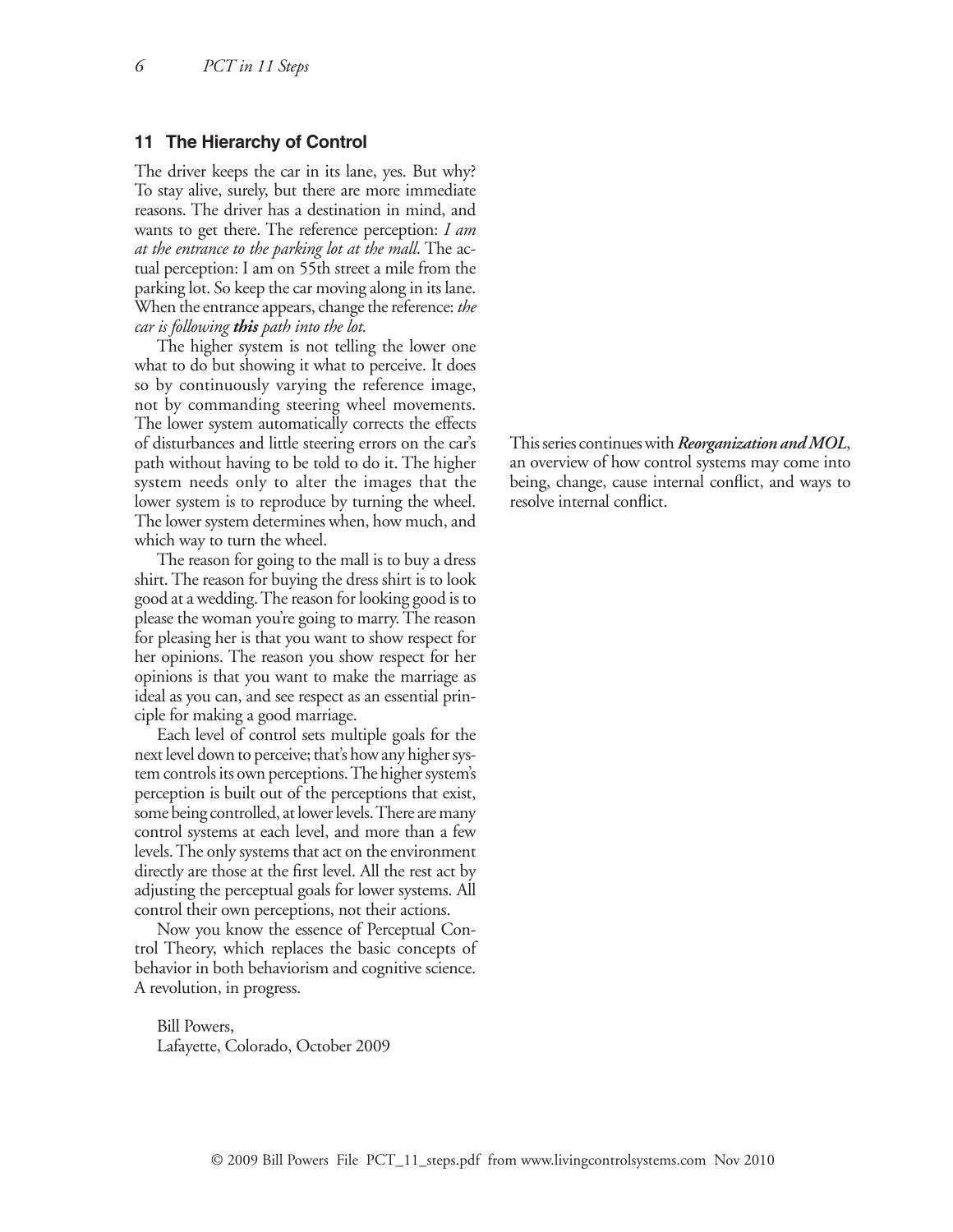## 11 The Hierarchy of Control

The driver keeps the car in its lane, yes. But why? To stay alive, surely, but there are more immediate reasons. The driver has a destination in mind, and wants to get there. The reference perception: *I am at the entrance to the parking lot at the mall*. The actual perception: I am on 55th street a mile from the parking lot. So keep the car moving along in its lane. When the entrance appears, change the reference: *the car is following* ***this*** *path into the lot.*

The higher system is not telling the lower one what to do but showing it what to perceive. It does so by continuously varying the reference image, not by commanding steering wheel movements. The lower system automatically corrects the effects of disturbances and little steering errors on the car's path without having to be told to do it. The higher system needs only to alter the images that the lower system is to reproduce by turning the wheel. The lower system determines when, how much, and which way to turn the wheel.

The reason for going to the mall is to buy a dress shirt. The reason for buying the dress shirt is to look good at a wedding. The reason for looking good is to please the woman you're going to marry. The reason for pleasing her is that you want to show respect for her opinions. The reason you show respect for her opinions is that you want to make the marriage as ideal as you can, and see respect as an essential principle for making a good marriage.

Each level of control sets multiple goals for the next level down to perceive; that's how any higher system controls its own perceptions. The higher system's perception is built out of the perceptions that exist, some being controlled, at lower levels. There are many control systems at each level, and more than a few levels. The only systems that act on the environment directly are those at the first level. All the rest act by adjusting the perceptual goals for lower systems. All control their own perceptions, not their actions.

Now you know the essence of Perceptual Control Theory, which replaces the basic concepts of behavior in both behaviorism and cognitive science. A revolution, in progress.

Bill Powers,
Lafayette, Colorado, October 2009

This series continues with ***Reorganization and MOL***, an overview of how control systems may come into being, change, cause internal conflict, and ways to resolve internal conflict.

© 2009 Bill Powers File PCT_11_steps.pdf from www.livingcontrolsystems.com Nov 2010